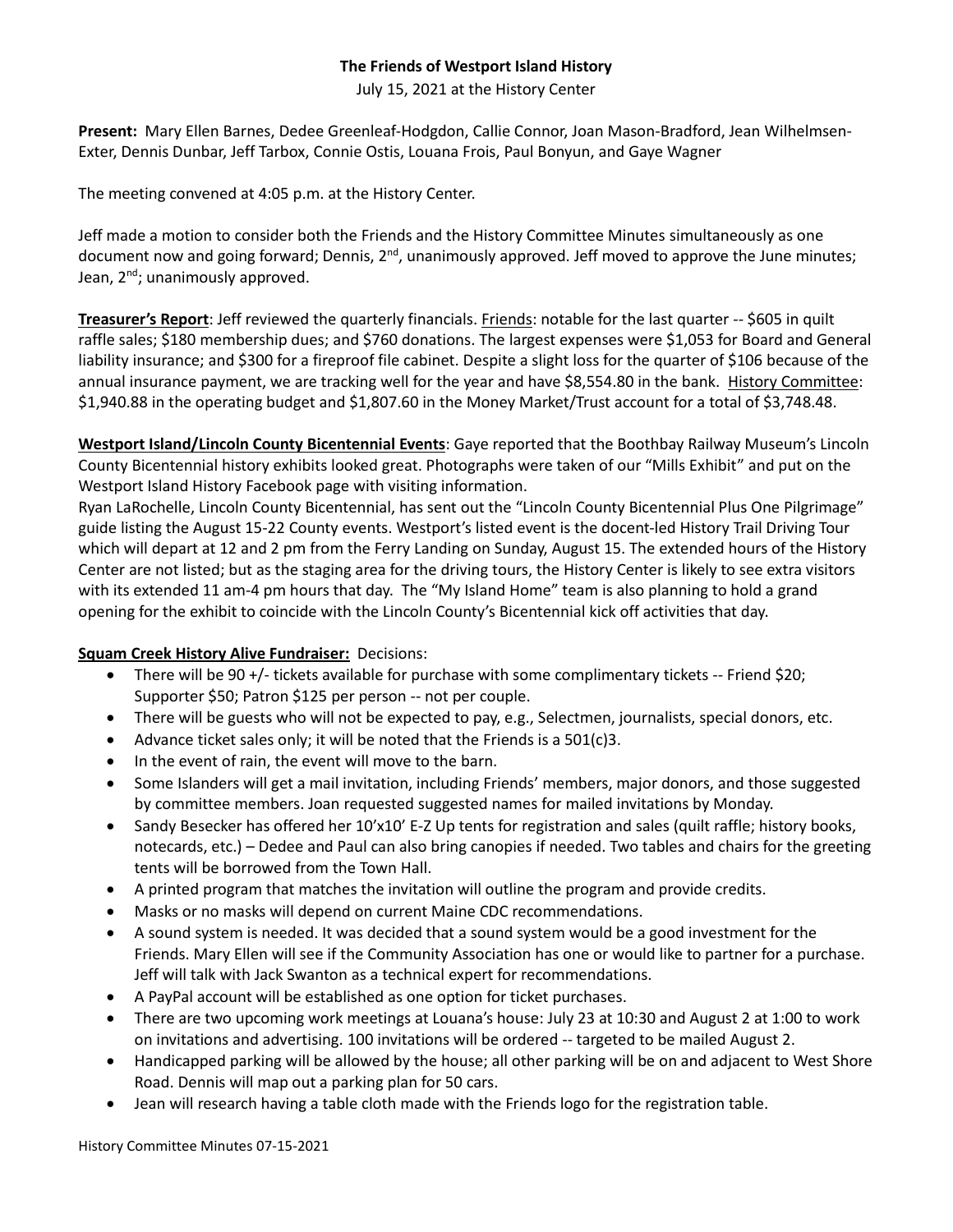**The Friends of Westport Island History**

July 15, 2021 at the History Center

**Present:** Mary Ellen Barnes, Dedee Greenleaf-Hodgdon, Callie Connor, Joan Mason-Bradford, Jean Wilhelmsen-Exter, Dennis Dunbar, Jeff Tarbox, Connie Ostis, Louana Frois, Paul Bonyun, and Gaye Wagner

The meeting convened at 4:05 p.m. at the History Center.

Jeff made a motion to consider both the Friends and the History Committee Minutes simultaneously as one document now and going forward; Dennis, 2nd, unanimously approved. Jeff moved to approve the June minutes; Jean, 2nd; unanimously approved.

**Treasurer's Report**: Jeff reviewed the quarterly financials. Friends: notable for the last quarter -- $605 in quilt raffle sales; $180 membership dues; and $760 donations. The largest expenses were $1,053 for Board and General liability insurance; and $300 for a fireproof file cabinet. Despite a slight loss for the quarter of $106 because of the annual insurance payment, we are tracking well for the year and have $8,554.80 in the bank. History Committee: $1,940.88 in the operating budget and $1,807.60 in the Money Market/Trust account for a total of $3,748.48.

**Westport Island/Lincoln County Bicentennial Events**: Gaye reported that the Boothbay Railway Museum's Lincoln County Bicentennial history exhibits looked great. Photographs were taken of our "Mills Exhibit" and put on the Westport Island History Facebook page with visiting information.
Ryan LaRochelle, Lincoln County Bicentennial, has sent out the "Lincoln County Bicentennial Plus One Pilgrimage" guide listing the August 15-22 County events. Westport's listed event is the docent-led History Trail Driving Tour which will depart at 12 and 2 pm from the Ferry Landing on Sunday, August 15. The extended hours of the History Center are not listed; but as the staging area for the driving tours, the History Center is likely to see extra visitors with its extended 11 am-4 pm hours that day. The "My Island Home" team is also planning to hold a grand opening for the exhibit to coincide with the Lincoln County's Bicentennial kick off activities that day.

**Squam Creek History Alive Fundraiser:** Decisions:

- There will be 90 +/- tickets available for purchase with some complimentary tickets -- Friend $20; Supporter $50; Patron $125 per person -- not per couple.
- There will be guests who will not be expected to pay, e.g., Selectmen, journalists, special donors, etc.
- Advance ticket sales only; it will be noted that the Friends is a 501(c)3.
- In the event of rain, the event will move to the barn.
- Some Islanders will get a mail invitation, including Friends' members, major donors, and those suggested by committee members. Joan requested suggested names for mailed invitations by Monday.
- Sandy Besecker has offered her 10'x10' E-Z Up tents for registration and sales (quilt raffle; history books, notecards, etc.) – Dedee and Paul can also bring canopies if needed. Two tables and chairs for the greeting tents will be borrowed from the Town Hall.
- A printed program that matches the invitation will outline the program and provide credits.
- Masks or no masks will depend on current Maine CDC recommendations.
- A sound system is needed. It was decided that a sound system would be a good investment for the Friends. Mary Ellen will see if the Community Association has one or would like to partner for a purchase. Jeff will talk with Jack Swanton as a technical expert for recommendations.
- A PayPal account will be established as one option for ticket purchases.
- There are two upcoming work meetings at Louana's house: July 23 at 10:30 and August 2 at 1:00 to work on invitations and advertising. 100 invitations will be ordered -- targeted to be mailed August 2.
- Handicapped parking will be allowed by the house; all other parking will be on and adjacent to West Shore Road. Dennis will map out a parking plan for 50 cars.
- Jean will research having a table cloth made with the Friends logo for the registration table.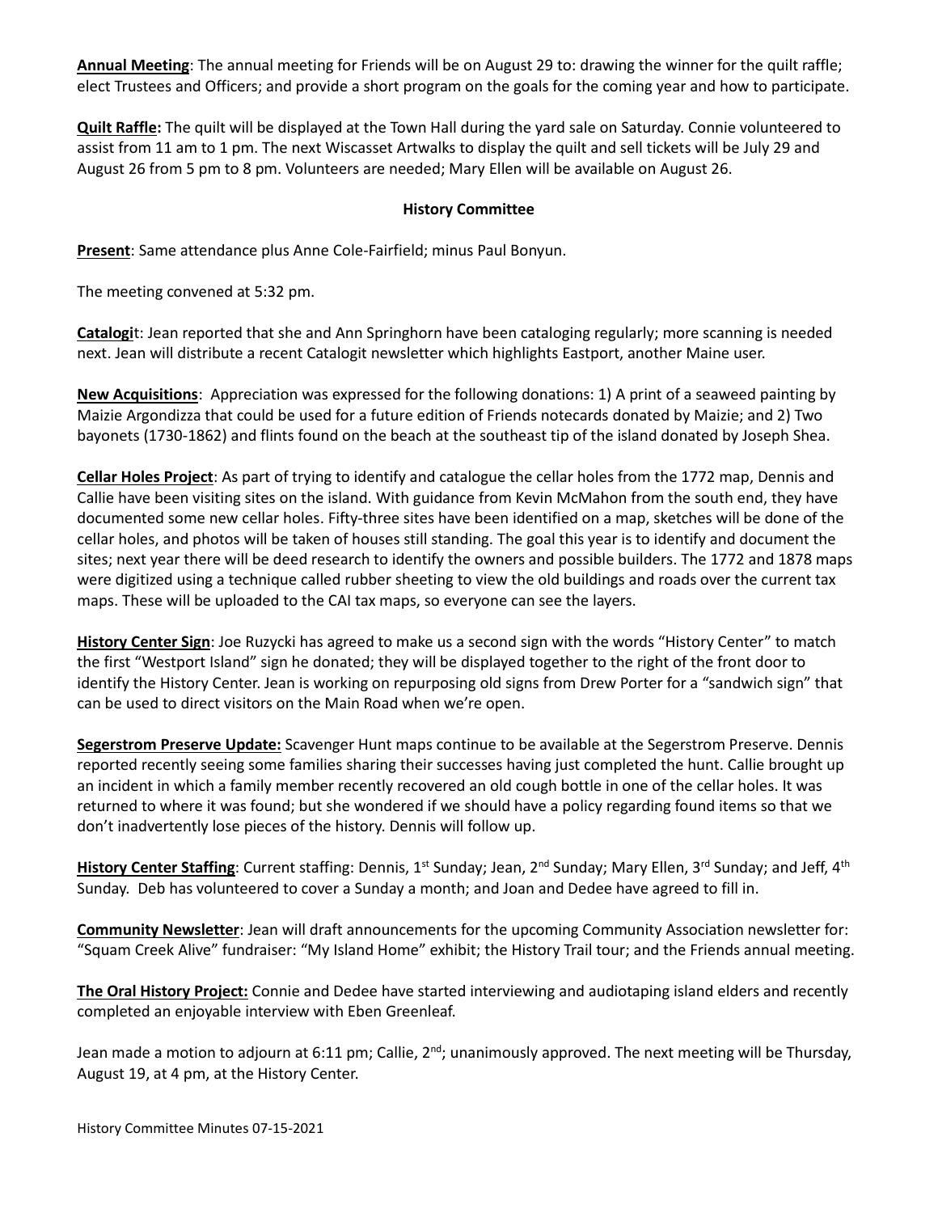**Annual Meeting**: The annual meeting for Friends will be on August 29 to: drawing the winner for the quilt raffle; elect Trustees and Officers; and provide a short program on the goals for the coming year and how to participate.

**Quilt Raffle:** The quilt will be displayed at the Town Hall during the yard sale on Saturday. Connie volunteered to assist from 11 am to 1 pm. The next Wiscasset Artwalks to display the quilt and sell tickets will be July 29 and August 26 from 5 pm to 8 pm. Volunteers are needed; Mary Ellen will be available on August 26.

## History Committee

**Present**: Same attendance plus Anne Cole-Fairfield; minus Paul Bonyun.

The meeting convened at 5:32 pm.

**Catalogit**: Jean reported that she and Ann Springhorn have been cataloging regularly; more scanning is needed next. Jean will distribute a recent Catalogit newsletter which highlights Eastport, another Maine user.

**New Acquisitions**: Appreciation was expressed for the following donations: 1) A print of a seaweed painting by Maizie Argondizza that could be used for a future edition of Friends notecards donated by Maizie; and 2) Two bayonets (1730-1862) and flints found on the beach at the southeast tip of the island donated by Joseph Shea.

**Cellar Holes Project**: As part of trying to identify and catalogue the cellar holes from the 1772 map, Dennis and Callie have been visiting sites on the island. With guidance from Kevin McMahon from the south end, they have documented some new cellar holes. Fifty-three sites have been identified on a map, sketches will be done of the cellar holes, and photos will be taken of houses still standing. The goal this year is to identify and document the sites; next year there will be deed research to identify the owners and possible builders. The 1772 and 1878 maps were digitized using a technique called rubber sheeting to view the old buildings and roads over the current tax maps. These will be uploaded to the CAI tax maps, so everyone can see the layers.

**History Center Sign**: Joe Ruzycki has agreed to make us a second sign with the words "History Center" to match the first "Westport Island" sign he donated; they will be displayed together to the right of the front door to identify the History Center. Jean is working on repurposing old signs from Drew Porter for a "sandwich sign" that can be used to direct visitors on the Main Road when we're open.

**Segerstrom Preserve Update:** Scavenger Hunt maps continue to be available at the Segerstrom Preserve. Dennis reported recently seeing some families sharing their successes having just completed the hunt. Callie brought up an incident in which a family member recently recovered an old cough bottle in one of the cellar holes. It was returned to where it was found; but she wondered if we should have a policy regarding found items so that we don't inadvertently lose pieces of the history. Dennis will follow up.

**History Center Staffing**: Current staffing: Dennis, 1st Sunday; Jean, 2nd Sunday; Mary Ellen, 3rd Sunday; and Jeff, 4th Sunday. Deb has volunteered to cover a Sunday a month; and Joan and Dedee have agreed to fill in.

**Community Newsletter**: Jean will draft announcements for the upcoming Community Association newsletter for: "Squam Creek Alive" fundraiser: "My Island Home" exhibit; the History Trail tour; and the Friends annual meeting.

**The Oral History Project:** Connie and Dedee have started interviewing and audiotaping island elders and recently completed an enjoyable interview with Eben Greenleaf.

Jean made a motion to adjourn at 6:11 pm; Callie, 2nd; unanimously approved. The next meeting will be Thursday, August 19, at 4 pm, at the History Center.

History Committee Minutes 07-15-2021